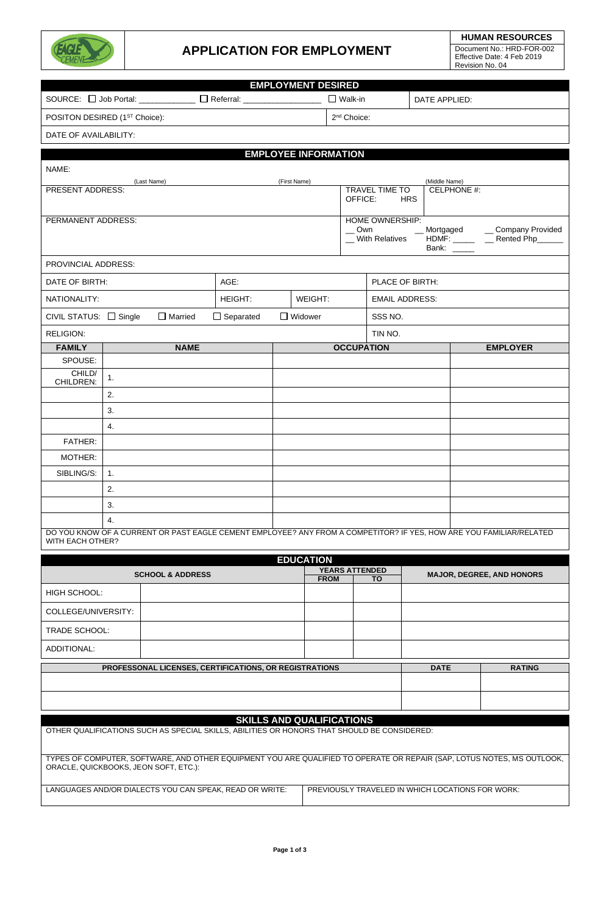| | # APPLICATION FOR EMPLOYMENT | **HUMAN RESOURCES**<br>Document No.: HRD-FOR-002<br>Effective Date: 4 Feb 2019<br>Revision No. 04 |
|---|---|---|

## EMPLOYMENT DESIRED

| | | | |
|---|---|---|---|
| SOURCE: ☐ Job Portal: ____________ | ☐ Referral: ________________ | ☐ Walk-in | DATE APPLIED: |
| POSITON DESIRED (1ST Choice): | | 2nd Choice: | |
| DATE OF AVAILABILITY: | | | |

## EMPLOYEE INFORMATION

| | | | | |
|---|---|---|---|---|
| NAME: (Last Name) | (First Name) | | (Middle Name) | |
| PRESENT ADDRESS: | | | TRAVEL TIME TO OFFICE: HRS | CELPHONE #: |
| PERMANENT ADDRESS: | | | HOME OWNERSHIP:<br>__ Own __ With Relatives __ Mortgaged HDMF: _____ Bank: _____ __ Company Provided __ Rented Php______ | |
| PROVINCIAL ADDRESS: | | | | |
| DATE OF BIRTH: | AGE: | | PLACE OF BIRTH: | |
| NATIONALITY: | HEIGHT: | WEIGHT: | EMAIL ADDRESS: | |
| CIVIL STATUS: ☐ Single ☐ Married | ☐ Separated | ☐ Widower | SSS NO. | |
| RELIGION: | | | TIN NO. | |

| FAMILY | NAME | OCCUPATION | EMPLOYER |
|---|---|---|---|
| SPOUSE: | | | |
| CHILD/ CHILDREN: | 1. | | |
| | 2. | | |
| | 3. | | |
| | 4. | | |
| FATHER: | | | |
| MOTHER: | | | |
| SIBLING/S: | 1. | | |
| | 2. | | |
| | 3. | | |
| | 4. | | |

DO YOU KNOW OF A CURRENT OR PAST EAGLE CEMENT EMPLOYEE? ANY FROM A COMPETITOR? IF YES, HOW ARE YOU FAMILIAR/RELATED WITH EACH OTHER?

## EDUCATION

| SCHOOL & ADDRESS | | YEARS ATTENDED FROM | TO | MAJOR, DEGREE, AND HONORS |
|---|---|---|---|---|
| HIGH SCHOOL: | | | | |
| COLLEGE/UNIVERSITY: | | | | |
| TRADE SCHOOL: | | | | |
| ADDITIONAL: | | | | |

| PROFESSONAL LICENSES, CERTIFICATIONS, OR REGISTRATIONS | DATE | RATING |
|---|---|---|
| | | |
| | | |

## SKILLS AND QUALIFICATIONS

OTHER QUALIFICATIONS SUCH AS SPECIAL SKILLS, ABILITIES OR HONORS THAT SHOULD BE CONSIDERED:

TYPES OF COMPUTER, SOFTWARE, AND OTHER EQUIPMENT YOU ARE QUALIFIED TO OPERATE OR REPAIR (SAP, LOTUS NOTES, MS OUTLOOK, ORACLE, QUICKBOOKS, JEON SOFT, ETC.):

| | |
|---|---|
| LANGUAGES AND/OR DIALECTS YOU CAN SPEAK, READ OR WRITE: | PREVIOUSLY TRAVELED IN WHICH LOCATIONS FOR WORK: |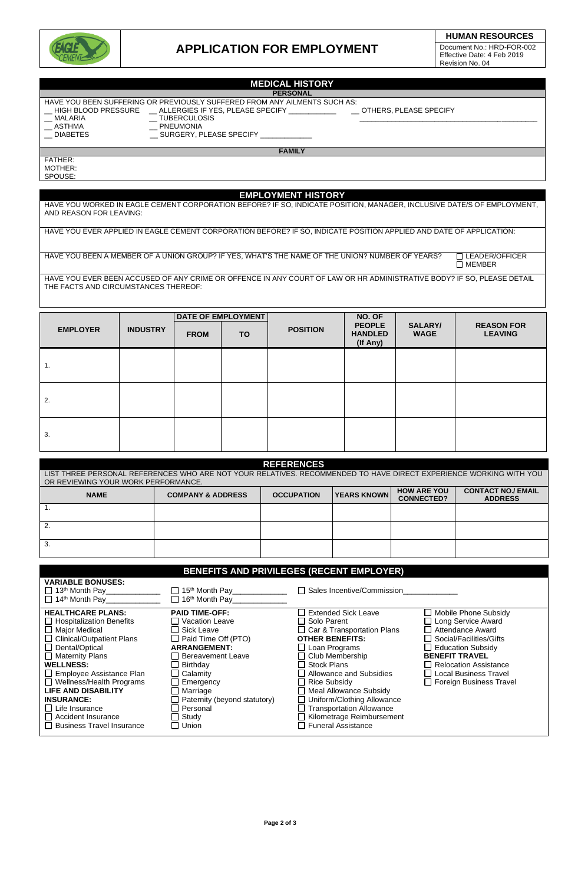# APPLICATION FOR EMPLOYMENT

**HUMAN RESOURCES**
Document No.: HRD-FOR-002
Effective Date: 4 Feb 2019
Revision No. 04

## MEDICAL HISTORY

### PERSONAL

HAVE YOU BEEN SUFFERING OR PREVIOUSLY SUFFERED FROM ANY AILMENTS SUCH AS:

__ HIGH BLOOD PRESSURE
__ MALARIA
__ ASTHMA
__ DIABETES
__ ALLERGIES IF YES, PLEASE SPECIFY ____________
__ TUBERCULOSIS
__ PNEUMONIA
__ SURGERY, PLEASE SPECIFY ____________
__ OTHERS, PLEASE SPECIFY ________________________________________

### FAMILY

FATHER:
MOTHER:
SPOUSE:

## EMPLOYMENT HISTORY

HAVE YOU WORKED IN EAGLE CEMENT CORPORATION BEFORE? IF SO, INDICATE POSITION, MANAGER, INCLUSIVE DATE/S OF EMPLOYMENT, AND REASON FOR LEAVING:

HAVE YOU EVER APPLIED IN EAGLE CEMENT CORPORATION BEFORE? IF SO, INDICATE POSITION APPLIED AND DATE OF APPLICATION:

HAVE YOU BEEN A MEMBER OF A UNION GROUP? IF YES, WHAT'S THE NAME OF THE UNION? NUMBER OF YEARS? ☐ LEADER/OFFICER ☐ MEMBER

HAVE YOU EVER BEEN ACCUSED OF ANY CRIME OR OFFENCE IN ANY COURT OF LAW OR HR ADMINISTRATIVE BODY? IF SO, PLEASE DETAIL THE FACTS AND CIRCUMSTANCES THEREOF:

| EMPLOYER | INDUSTRY | DATE OF EMPLOYMENT | | POSITION | NO. OF PEOPLE HANDLED (If Any) | SALARY/ WAGE | REASON FOR LEAVING |
|---|---|---|---|---|---|---|---|
| | | FROM | TO | | | | |
| 1. | | | | | | | |
| 2. | | | | | | | |
| 3. | | | | | | | |

## REFERENCES

LIST THREE PERSONAL REFERENCES WHO ARE NOT YOUR RELATIVES. RECOMMENDED TO HAVE DIRECT EXPERIENCE WORKING WITH YOU OR REVIEWING YOUR WORK PERFORMANCE.

| NAME | COMPANY & ADDRESS | OCCUPATION | YEARS KNOWN | HOW ARE YOU CONNECTED? | CONTACT NO./ EMAIL ADDRESS |
|---|---|---|---|---|---|
| 1. | | | | | |
| 2. | | | | | |
| 3. | | | | | |

## BENEFITS AND PRIVILEGES (RECENT EMPLOYER)

**VARIABLE BONUSES:**
☐ 13th Month Pay____________
☐ 14th Month Pay____________
☐ 15th Month Pay____________
☐ 16th Month Pay____________
☐ Sales Incentive/Commission____________

**HEALTHCARE PLANS:**
☐ Hospitalization Benefits
☐ Major Medical
☐ Clinical/Outpatient Plans
☐ Dental/Optical
☐ Maternity Plans

**WELLNESS:**
☐ Employee Assistance Plan
☐ Wellness/Health Programs

**LIFE AND DISABILITY INSURANCE:**
☐ Life Insurance
☐ Accident Insurance
☐ Business Travel Insurance

**PAID TIME-OFF:**
☐ Vacation Leave
☐ Sick Leave
☐ Paid Time Off (PTO)

**ARRANGEMENT:**
☐ Bereavement Leave
☐ Birthday
☐ Calamity
☐ Emergency
☐ Marriage
☐ Paternity (beyond statutory)
☐ Personal
☐ Study
☐ Union

☐ Extended Sick Leave
☐ Solo Parent
☐ Car & Transportation Plans

**OTHER BENEFITS:**
☐ Loan Programs
☐ Club Membership
☐ Stock Plans
☐ Allowance and Subsidies
☐ Rice Subsidy
☐ Meal Allowance Subsidy
☐ Uniform/Clothing Allowance
☐ Transportation Allowance
☐ Kilometrage Reimbursement
☐ Funeral Assistance

☐ Mobile Phone Subsidy
☐ Long Service Award
☐ Attendance Award
☐ Social/Facilities/Gifts
☐ Education Subsidy

**BENEFIT TRAVEL**
☐ Relocation Assistance
☐ Local Business Travel
☐ Foreign Business Travel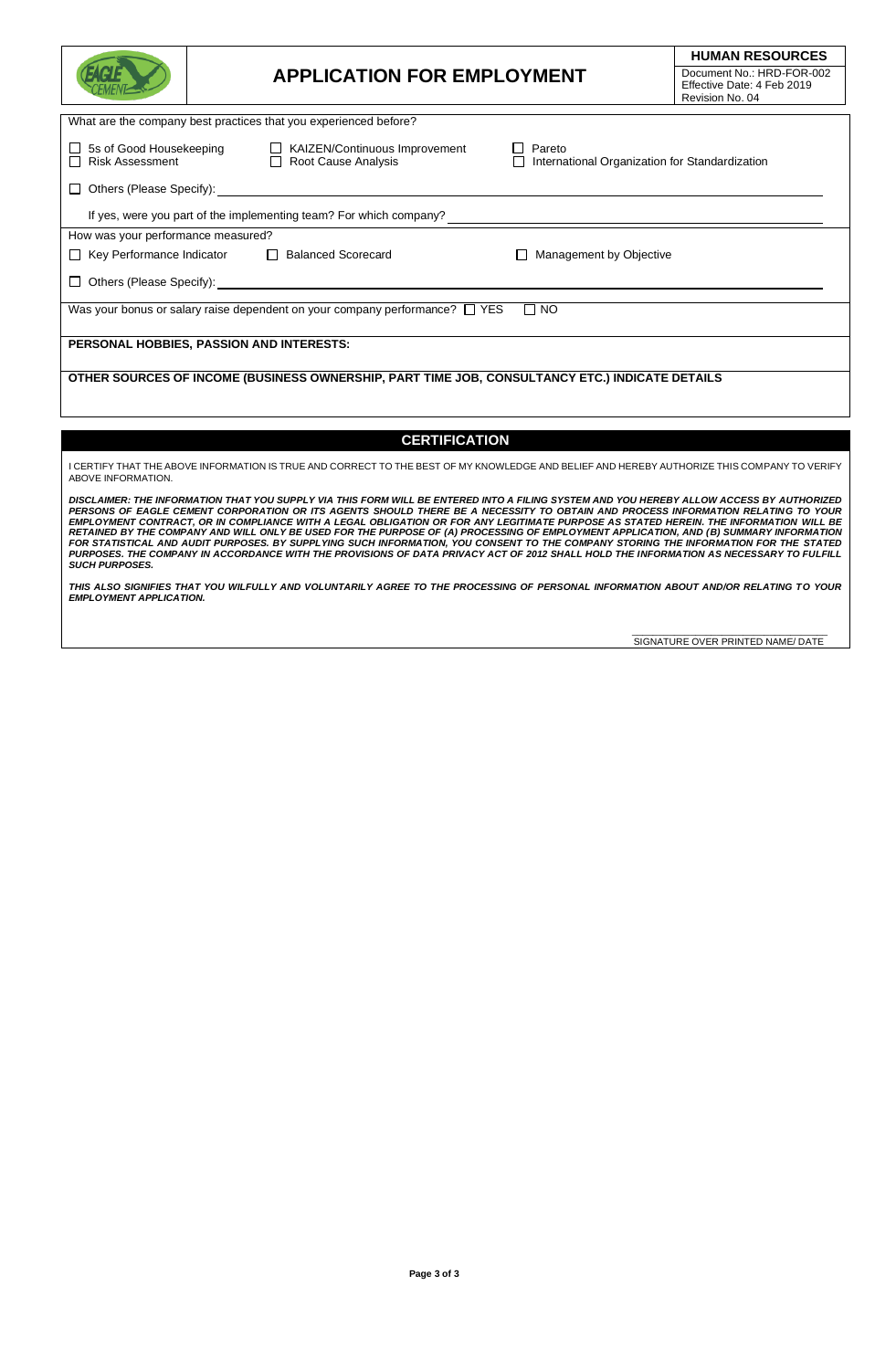# APPLICATION FOR EMPLOYMENT

**HUMAN RESOURCES**

Document No.: HRD-FOR-002
Effective Date: 4 Feb 2019
Revision No. 04

What are the company best practices that you experienced before?

- ☐ 5s of Good Housekeeping
- ☐ Risk Assessment
- ☐ KAIZEN/Continuous Improvement
- ☐ Root Cause Analysis
- ☐ Pareto
- ☐ International Organization for Standardization
- ☐ Others (Please Specify): ______________________________

If yes, were you part of the implementing team? For which company? ______________________________

How was your performance measured?

- ☐ Key Performance Indicator
- ☐ Balanced Scorecard
- ☐ Management by Objective
- ☐ Others (Please Specify): ______________________________

Was your bonus or salary raise dependent on your company performance? ☐ YES ☐ NO

**PERSONAL HOBBIES, PASSION AND INTERESTS:**

**OTHER SOURCES OF INCOME (BUSINESS OWNERSHIP, PART TIME JOB, CONSULTANCY ETC.) INDICATE DETAILS**

## CERTIFICATION

I CERTIFY THAT THE ABOVE INFORMATION IS TRUE AND CORRECT TO THE BEST OF MY KNOWLEDGE AND BELIEF AND HEREBY AUTHORIZE THIS COMPANY TO VERIFY ABOVE INFORMATION.

***DISCLAIMER: THE INFORMATION THAT YOU SUPPLY VIA THIS FORM WILL BE ENTERED INTO A FILING SYSTEM AND YOU HEREBY ALLOW ACCESS BY AUTHORIZED PERSONS OF EAGLE CEMENT CORPORATION OR ITS AGENTS SHOULD THERE BE A NECESSITY TO OBTAIN AND PROCESS INFORMATION RELATING TO YOUR EMPLOYMENT CONTRACT, OR IN COMPLIANCE WITH A LEGAL OBLIGATION OR FOR ANY LEGITIMATE PURPOSE AS STATED HEREIN. THE INFORMATION WILL BE RETAINED BY THE COMPANY AND WILL ONLY BE USED FOR THE PURPOSE OF (A) PROCESSING OF EMPLOYMENT APPLICATION, AND (B) SUMMARY INFORMATION FOR STATISTICAL AND AUDIT PURPOSES. BY SUPPLYING SUCH INFORMATION, YOU CONSENT TO THE COMPANY STORING THE INFORMATION FOR THE STATED PURPOSES. THE COMPANY IN ACCORDANCE WITH THE PROVISIONS OF DATA PRIVACY ACT OF 2012 SHALL HOLD THE INFORMATION AS NECESSARY TO FULFILL SUCH PURPOSES.***

***THIS ALSO SIGNIFIES THAT YOU WILFULLY AND VOLUNTARILY AGREE TO THE PROCESSING OF PERSONAL INFORMATION ABOUT AND/OR RELATING TO YOUR EMPLOYMENT APPLICATION.***

______________________________
SIGNATURE OVER PRINTED NAME/ DATE